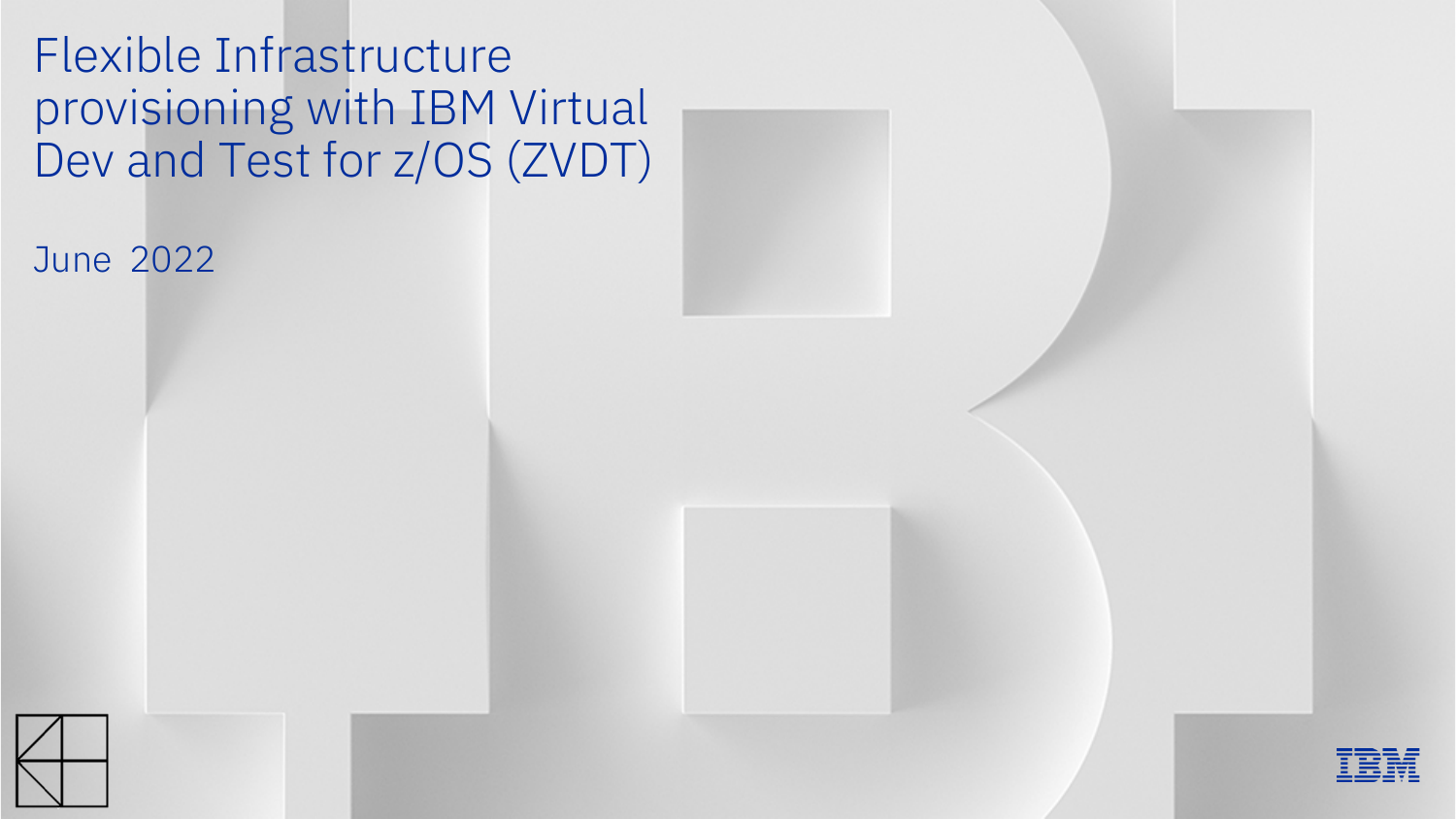# Flexible Infrastructure provisioning with IBM Virtual Dev and Test for z/OS (ZVDT)

June 2022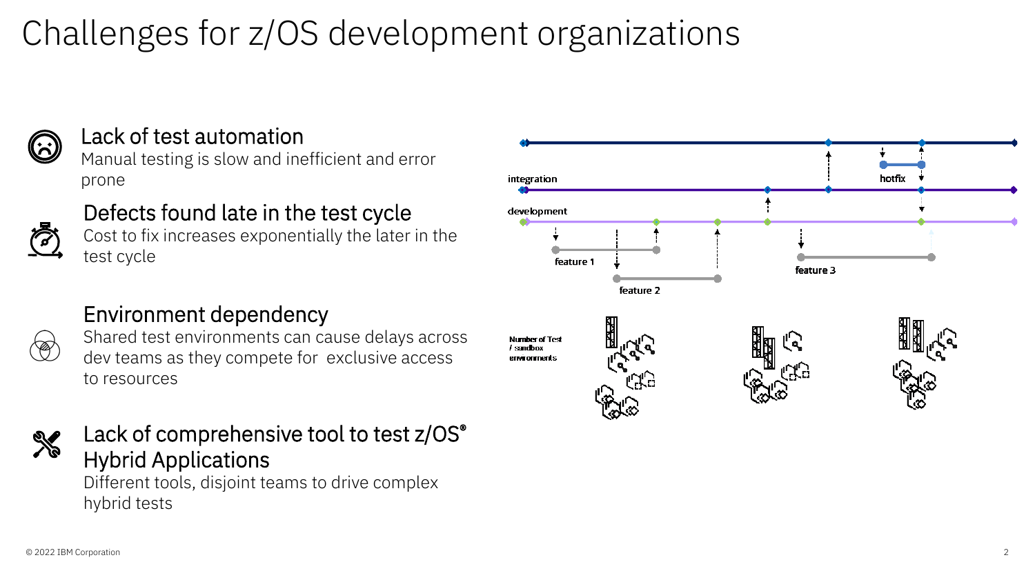# Challenges for z/OS development organizations

### Lack of test automation
Manual testing is slow and inefficient and error prone

### Defects found late in the test cycle
Cost to fix increases exponentially the later in the test cycle

### Environment dependency
Shared test environments can cause delays across dev teams as they compete for exclusive access to resources

### Lack of comprehensive tool to test z/OS® Hybrid Applications
Different tools, disjoint teams to drive complex hybrid tests

integration

hotfix

development

feature 1

feature 2

feature 3

Number of Test / sandbox environments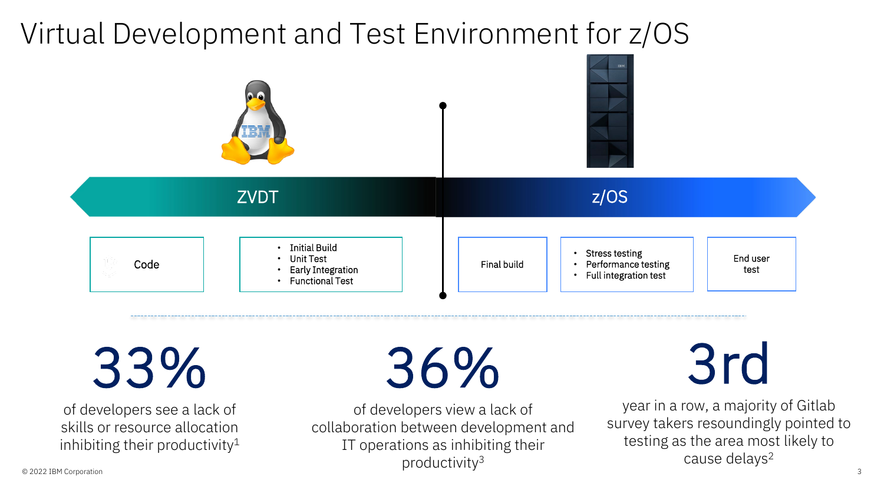# Virtual Development and Test Environment for z/OS

**ZVDT**

- Code
- Initial Build
- Unit Test
- Early Integration
- Functional Test

**z/OS**

- Final build
- Stress testing
- Performance testing
- Full integration test
- End user test

## 33%

of developers see a lack of skills or resource allocation inhibiting their productivity[1]

## 36%

of developers view a lack of collaboration between development and IT operations as inhibiting their productivity[3]

## 3rd

year in a row, a majority of Gitlab survey takers resoundingly pointed to testing as the area most likely to cause delays[2]

© 2022 IBM Corporation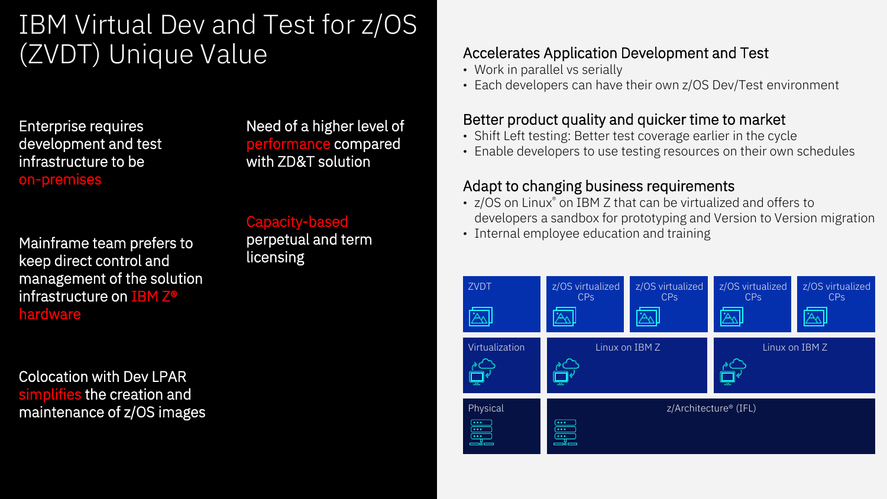# IBM Virtual Dev and Test for z/OS (ZVDT) Unique Value

Enterprise requires development and test infrastructure to be on-premises

Need of a higher level of performance compared with ZD&T solution

Mainframe team prefers to keep direct control and management of the solution infrastructure on IBM Z® hardware

Capacity-based perpetual and term licensing

Colocation with Dev LPAR simplifies the creation and maintenance of z/OS images

## Accelerates Application Development and Test

- Work in parallel vs serially
- Each developers can have their own z/OS Dev/Test environment

## Better product quality and quicker time to market

- Shift Left testing: Better test coverage earlier in the cycle
- Enable developers to use testing resources on their own schedules

## Adapt to changing business requirements

- z/OS on Linux® on IBM Z that can be virtualized and offers to developers a sandbox for prototyping and Version to Version migration
- Internal employee education and training

| ZVDT | z/OS virtualized CPs | z/OS virtualized CPs | z/OS virtualized CPs | z/OS virtualized CPs |
|---|---|---|---|---|
| Virtualization | Linux on IBM Z | | Linux on IBM Z | |
| Physical | z/Architecture® (IFL) | | | |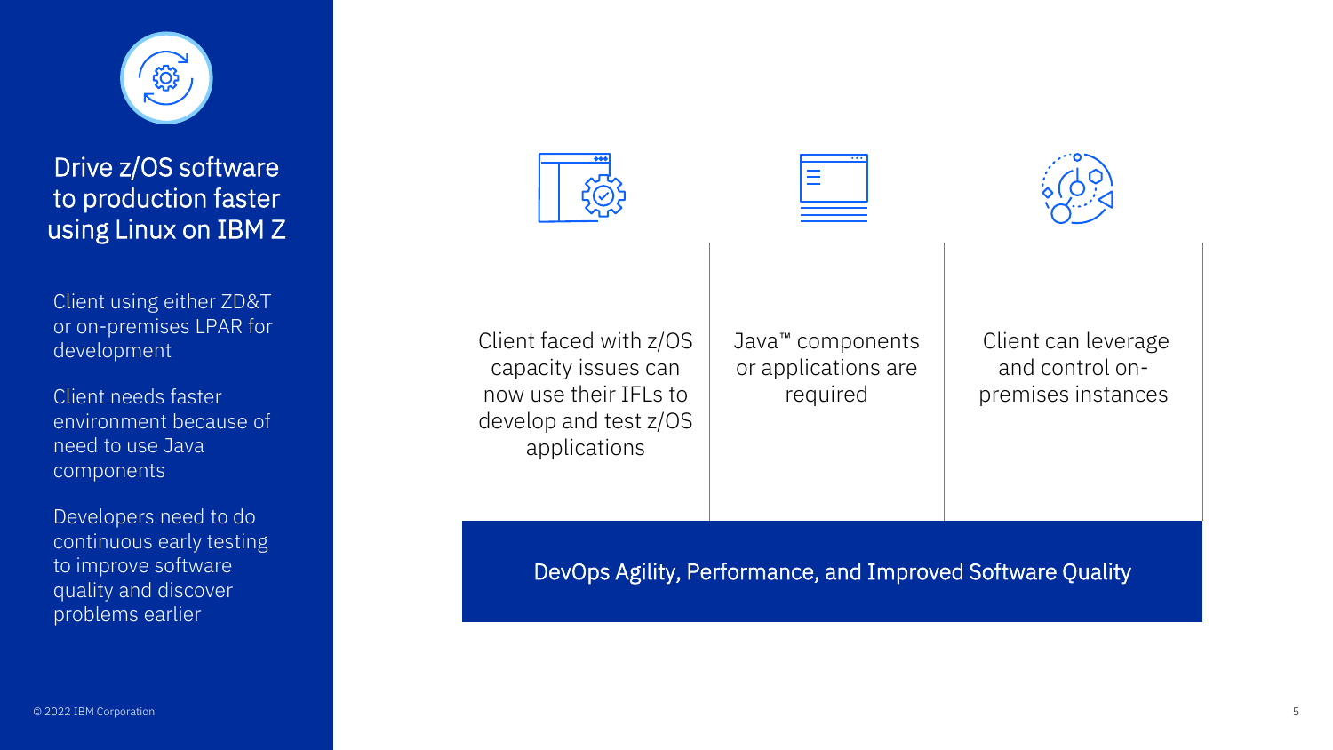# Drive z/OS software to production faster using Linux on IBM Z

Client using either ZD&T or on-premises LPAR for development

Client needs faster environment because of need to use Java components

Developers need to do continuous early testing to improve software quality and discover problems earlier

Client faced with z/OS capacity issues can now use their IFLs to develop and test z/OS applications

Java™ components or applications are required

Client can leverage and control on-premises instances

**DevOps Agility, Performance, and Improved Software Quality**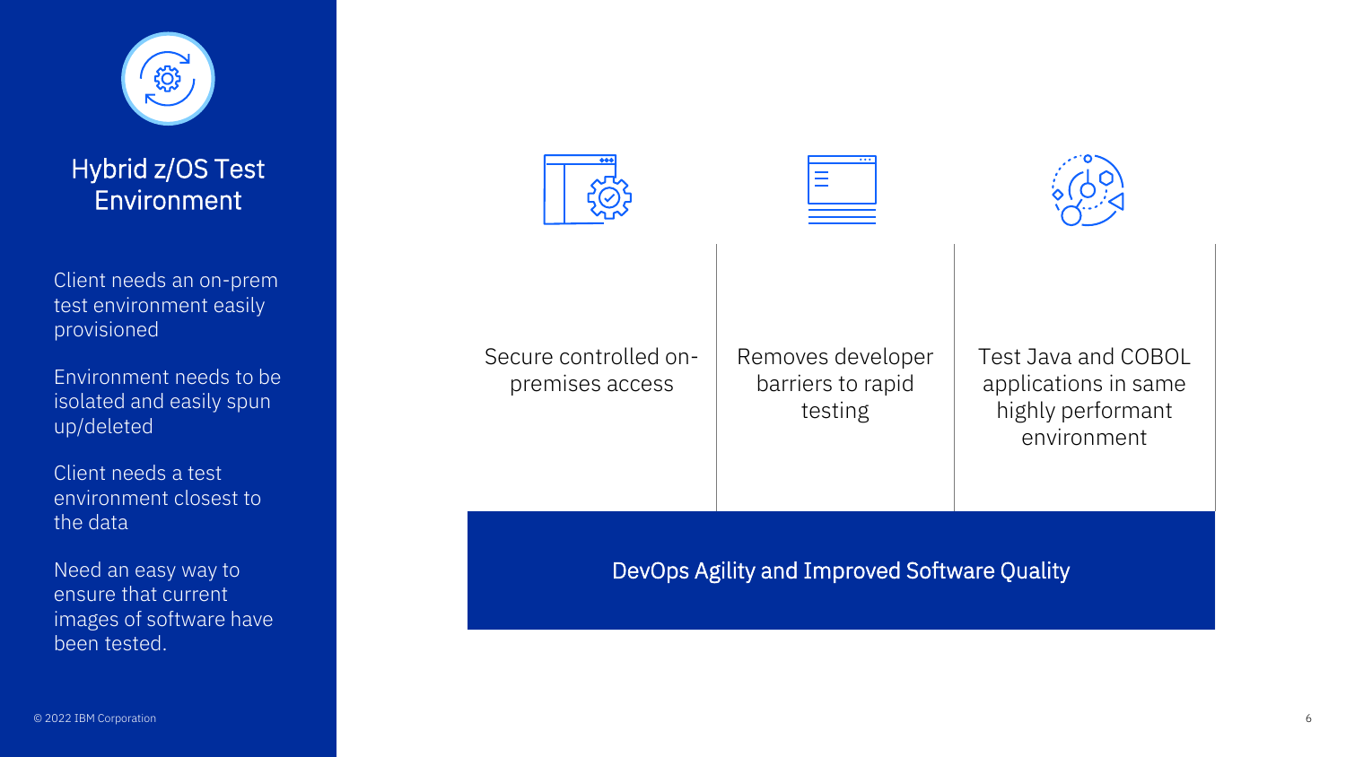# Hybrid z/OS Test Environment

Client needs an on-prem test environment easily provisioned

Environment needs to be isolated and easily spun up/deleted

Client needs a test environment closest to the data

Need an easy way to ensure that current images of software have been tested.

| Secure controlled on-premises access | Removes developer barriers to rapid testing | Test Java and COBOL applications in same highly performant environment |
| --- | --- | --- |

**DevOps Agility and Improved Software Quality**

© 2022 IBM Corporation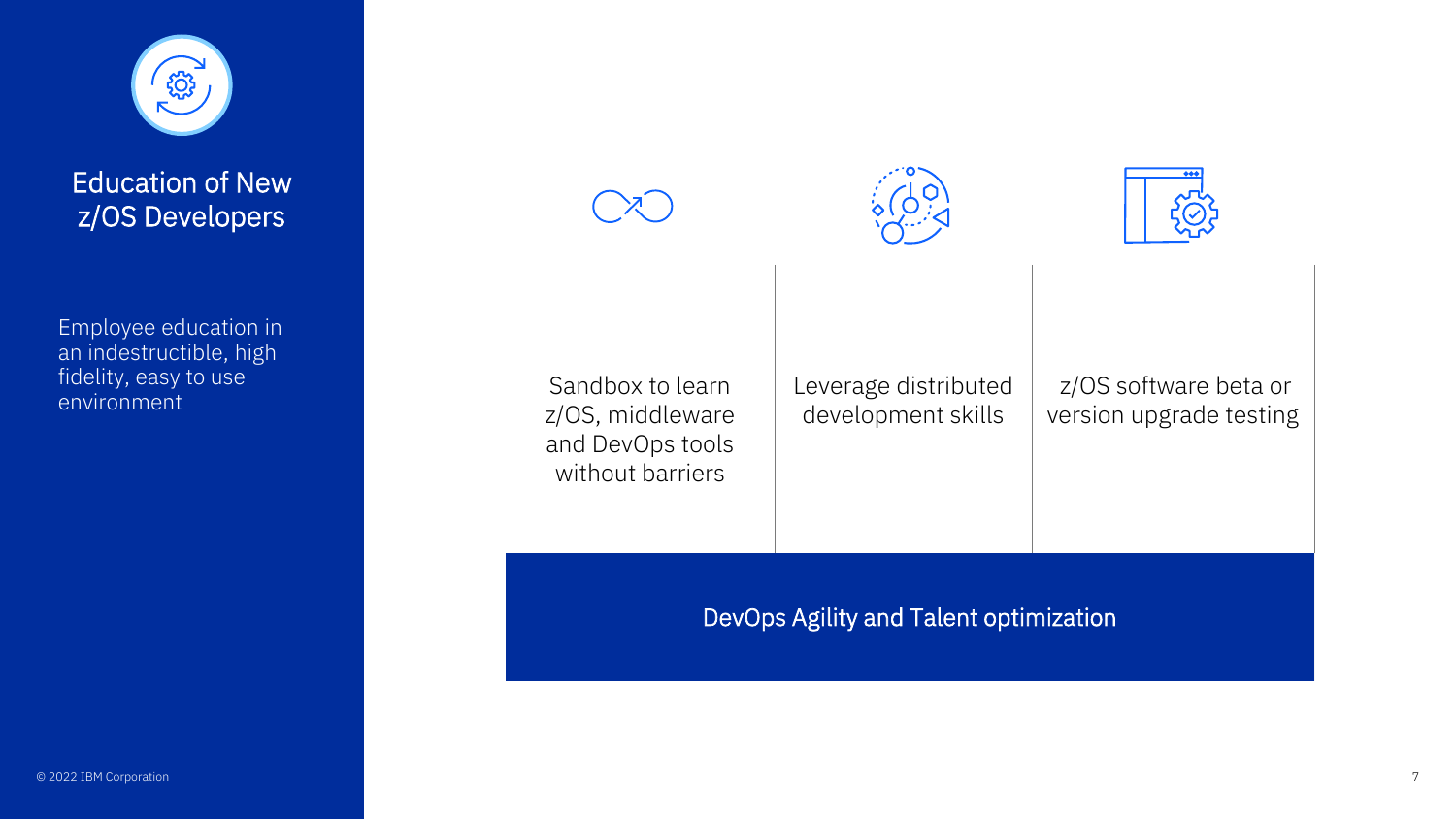# Education of New z/OS Developers

Employee education in an indestructible, high fidelity, easy to use environment

| Sandbox to learn z/OS, middleware and DevOps tools without barriers | Leverage distributed development skills | z/OS software beta or version upgrade testing |
|---|---|---|

**DevOps Agility and Talent optimization**

© 2022 IBM Corporation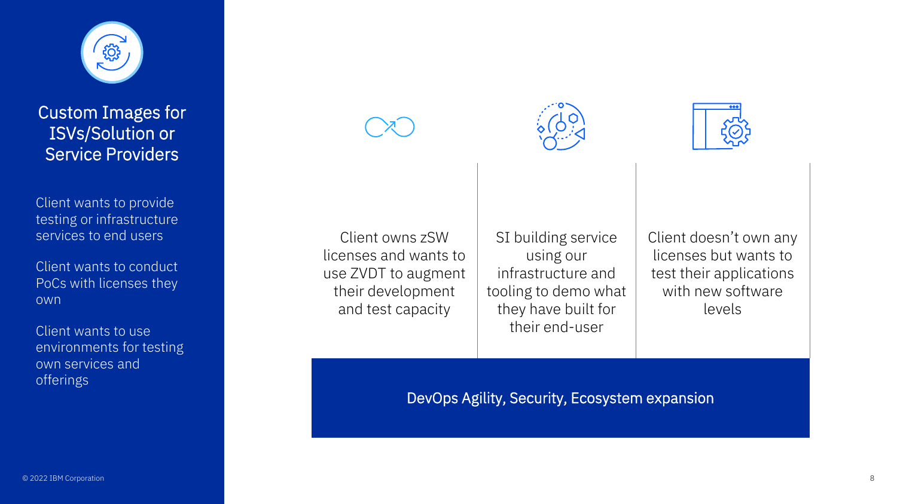# Custom Images for ISVs/Solution or Service Providers

Client wants to provide testing or infrastructure services to end users

Client wants to conduct PoCs with licenses they own

Client wants to use environments for testing own services and offerings

| Client owns zSW licenses and wants to use ZVDT to augment their development and test capacity | SI building service using our infrastructure and tooling to demo what they have built for their end-user | Client doesn't own any licenses but wants to test their applications with new software levels |
|---|---|---|

**DevOps Agility, Security, Ecosystem expansion**

© 2022 IBM Corporation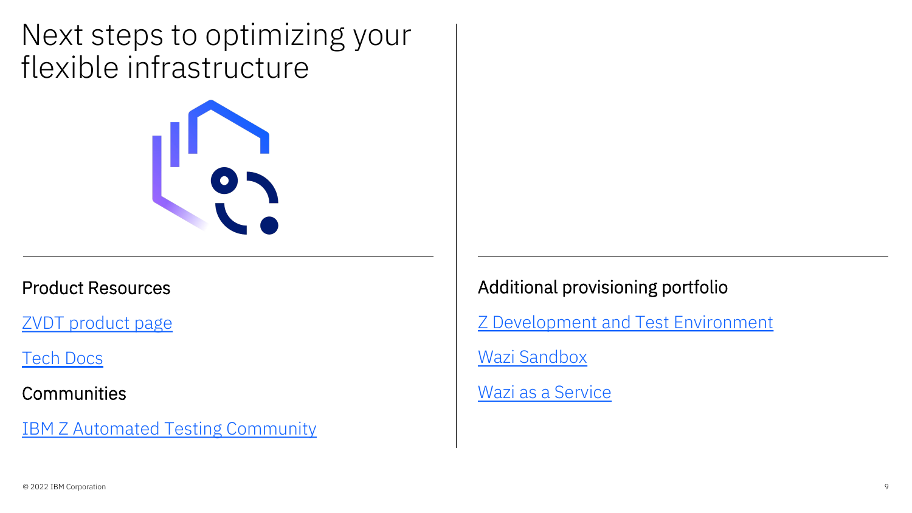# Next steps to optimizing your flexible infrastructure

## Product Resources

ZVDT product page

Tech Docs

## Communities

IBM Z Automated Testing Community

## Additional provisioning portfolio

Z Development and Test Environment

Wazi Sandbox

Wazi as a Service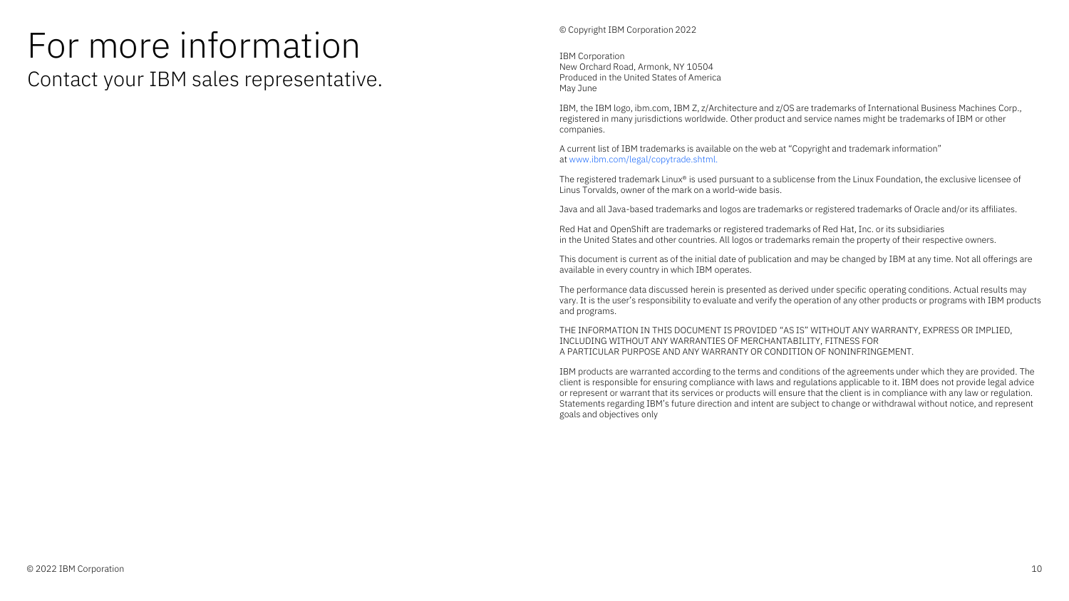# For more information

Contact your IBM sales representative.

© Copyright IBM Corporation 2022

IBM Corporation
New Orchard Road, Armonk, NY 10504
Produced in the United States of America
May June

IBM, the IBM logo, ibm.com, IBM Z, z/Architecture and z/OS are trademarks of International Business Machines Corp., registered in many jurisdictions worldwide. Other product and service names might be trademarks of IBM or other companies.

A current list of IBM trademarks is available on the web at "Copyright and trademark information" at www.ibm.com/legal/copytrade.shtml.

The registered trademark Linux® is used pursuant to a sublicense from the Linux Foundation, the exclusive licensee of Linus Torvalds, owner of the mark on a world-wide basis.

Java and all Java-based trademarks and logos are trademarks or registered trademarks of Oracle and/or its affiliates.

Red Hat and OpenShift are trademarks or registered trademarks of Red Hat, Inc. or its subsidiaries in the United States and other countries. All logos or trademarks remain the property of their respective owners.

This document is current as of the initial date of publication and may be changed by IBM at any time. Not all offerings are available in every country in which IBM operates.

The performance data discussed herein is presented as derived under specific operating conditions. Actual results may vary. It is the user's responsibility to evaluate and verify the operation of any other products or programs with IBM products and programs.

THE INFORMATION IN THIS DOCUMENT IS PROVIDED "AS IS" WITHOUT ANY WARRANTY, EXPRESS OR IMPLIED, INCLUDING WITHOUT ANY WARRANTIES OF MERCHANTABILITY, FITNESS FOR A PARTICULAR PURPOSE AND ANY WARRANTY OR CONDITION OF NONINFRINGEMENT.

IBM products are warranted according to the terms and conditions of the agreements under which they are provided. The client is responsible for ensuring compliance with laws and regulations applicable to it. IBM does not provide legal advice or represent or warrant that its services or products will ensure that the client is in compliance with any law or regulation. Statements regarding IBM's future direction and intent are subject to change or withdrawal without notice, and represent goals and objectives only

© 2022 IBM Corporation